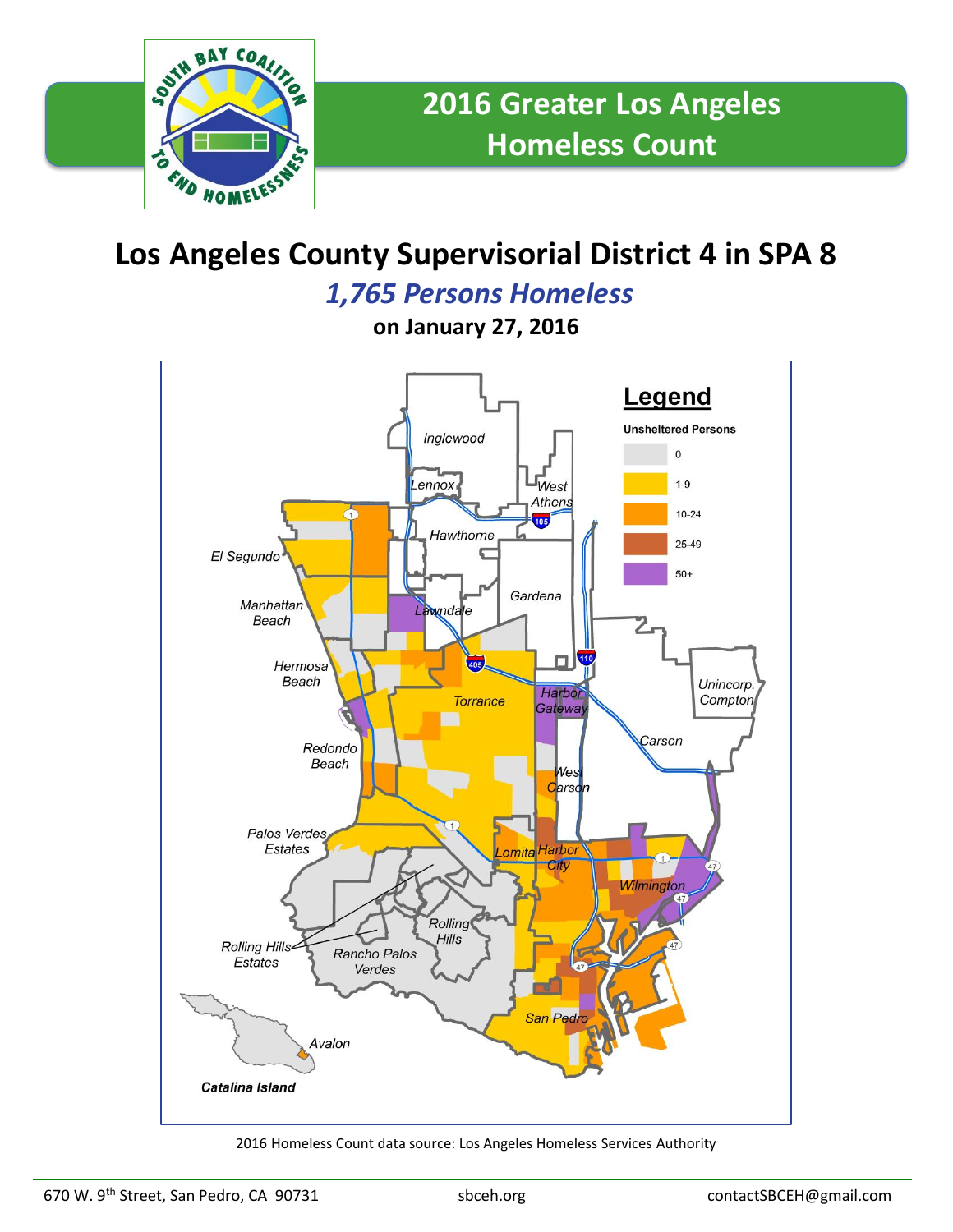# 2016 Greater Los Angeles Homeless Count

## Los Angeles County Supervisorial District 4 in SPA 8

### *1,765 Persons Homeless*

**on January 27, 2016**

**Legend**

**Unsheltered Persons**

- 0
- 1-9
- 10-24
- 25-49
- 50+

2016 Homeless Count data source: Los Angeles Homeless Services Authority

670 W. 9th Street, San Pedro, CA 90731 | sbceh.org | contactSBCEH@gmail.com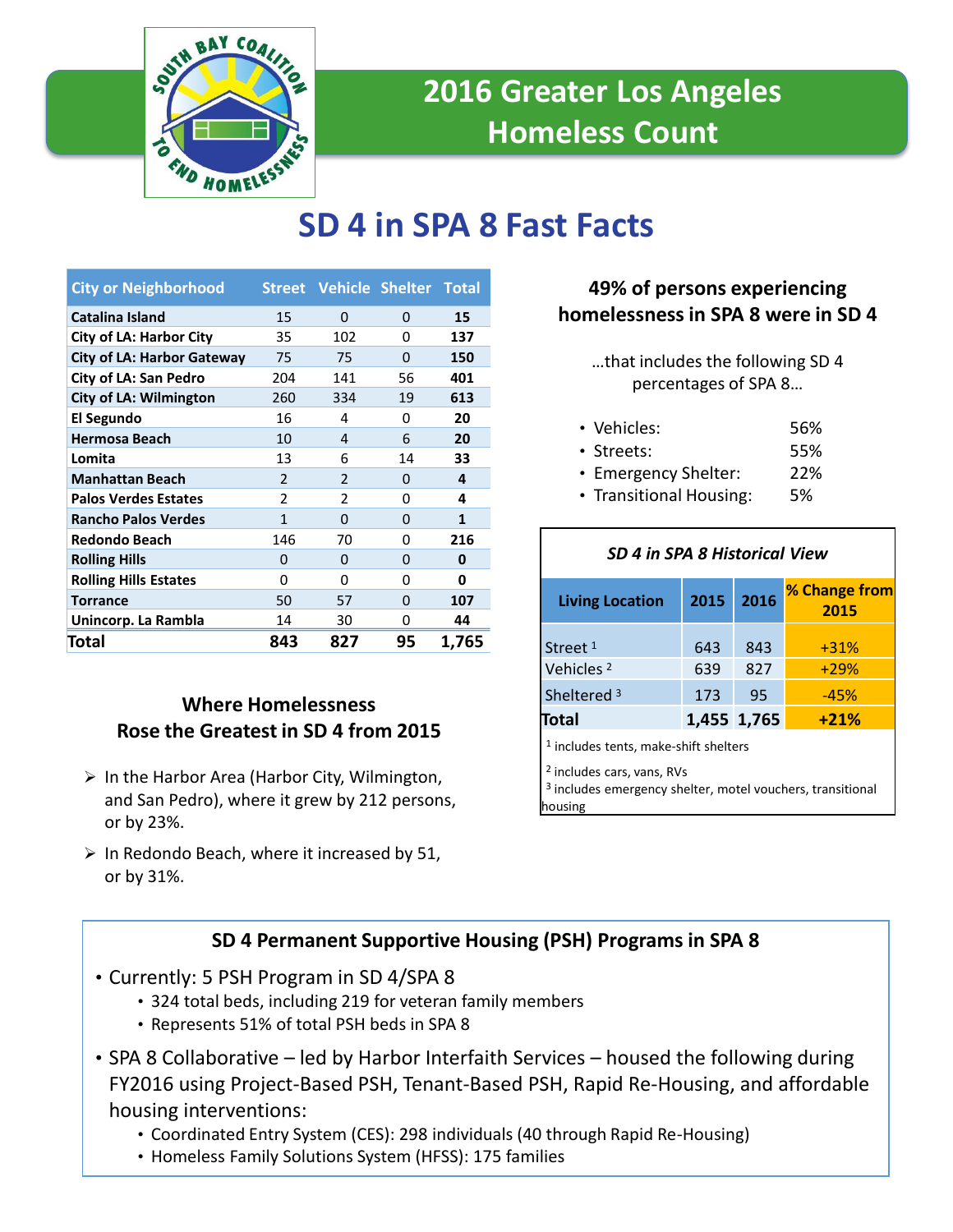# 2016 Greater Los Angeles Homeless Count

## SD 4 in SPA 8 Fast Facts

| City or Neighborhood | Street | Vehicle | Shelter | Total |
|---|---|---|---|---|
| Catalina Island | 15 | 0 | 0 | 15 |
| City of LA: Harbor City | 35 | 102 | 0 | 137 |
| City of LA: Harbor Gateway | 75 | 75 | 0 | 150 |
| City of LA: San Pedro | 204 | 141 | 56 | 401 |
| City of LA: Wilmington | 260 | 334 | 19 | 613 |
| El Segundo | 16 | 4 | 0 | 20 |
| Hermosa Beach | 10 | 4 | 6 | 20 |
| Lomita | 13 | 6 | 14 | 33 |
| Manhattan Beach | 2 | 2 | 0 | 4 |
| Palos Verdes Estates | 2 | 2 | 0 | 4 |
| Rancho Palos Verdes | 1 | 0 | 0 | 1 |
| Redondo Beach | 146 | 70 | 0 | 216 |
| Rolling Hills | 0 | 0 | 0 | 0 |
| Rolling Hills Estates | 0 | 0 | 0 | 0 |
| Torrance | 50 | 57 | 0 | 107 |
| Unincorp. La Rambla | 14 | 30 | 0 | 44 |
| **Total** | **843** | **827** | **95** | **1,765** |

### 49% of persons experiencing homelessness in SPA 8 were in SD 4

…that includes the following SD 4 percentages of SPA 8…

- Vehicles: 56%
- Streets: 55%
- Emergency Shelter: 22%
- Transitional Housing: 5%

*SD 4 in SPA 8 Historical View*

| Living Location | 2015 | 2016 | % Change from 2015 |
|---|---|---|---|
| Street [1] | 643 | 843 | +31% |
| Vehicles [2] | 639 | 827 | +29% |
| Sheltered [3] | 173 | 95 | -45% |
| **Total** | **1,455** | **1,765** | **+21%** |

[1] includes tents, make-shift shelters

[2] includes cars, vans, RVs

[3] includes emergency shelter, motel vouchers, transitional housing

### Where Homelessness Rose the Greatest in SD 4 from 2015

- In the Harbor Area (Harbor City, Wilmington, and San Pedro), where it grew by 212 persons, or by 23%.
- In Redondo Beach, where it increased by 51, or by 31%.

### SD 4 Permanent Supportive Housing (PSH) Programs in SPA 8

- Currently: 5 PSH Program in SD 4/SPA 8
  - 324 total beds, including 219 for veteran family members
  - Represents 51% of total PSH beds in SPA 8
- SPA 8 Collaborative – led by Harbor Interfaith Services – housed the following during FY2016 using Project-Based PSH, Tenant-Based PSH, Rapid Re-Housing, and affordable housing interventions:
  - Coordinated Entry System (CES): 298 individuals (40 through Rapid Re-Housing)
  - Homeless Family Solutions System (HFSS): 175 families